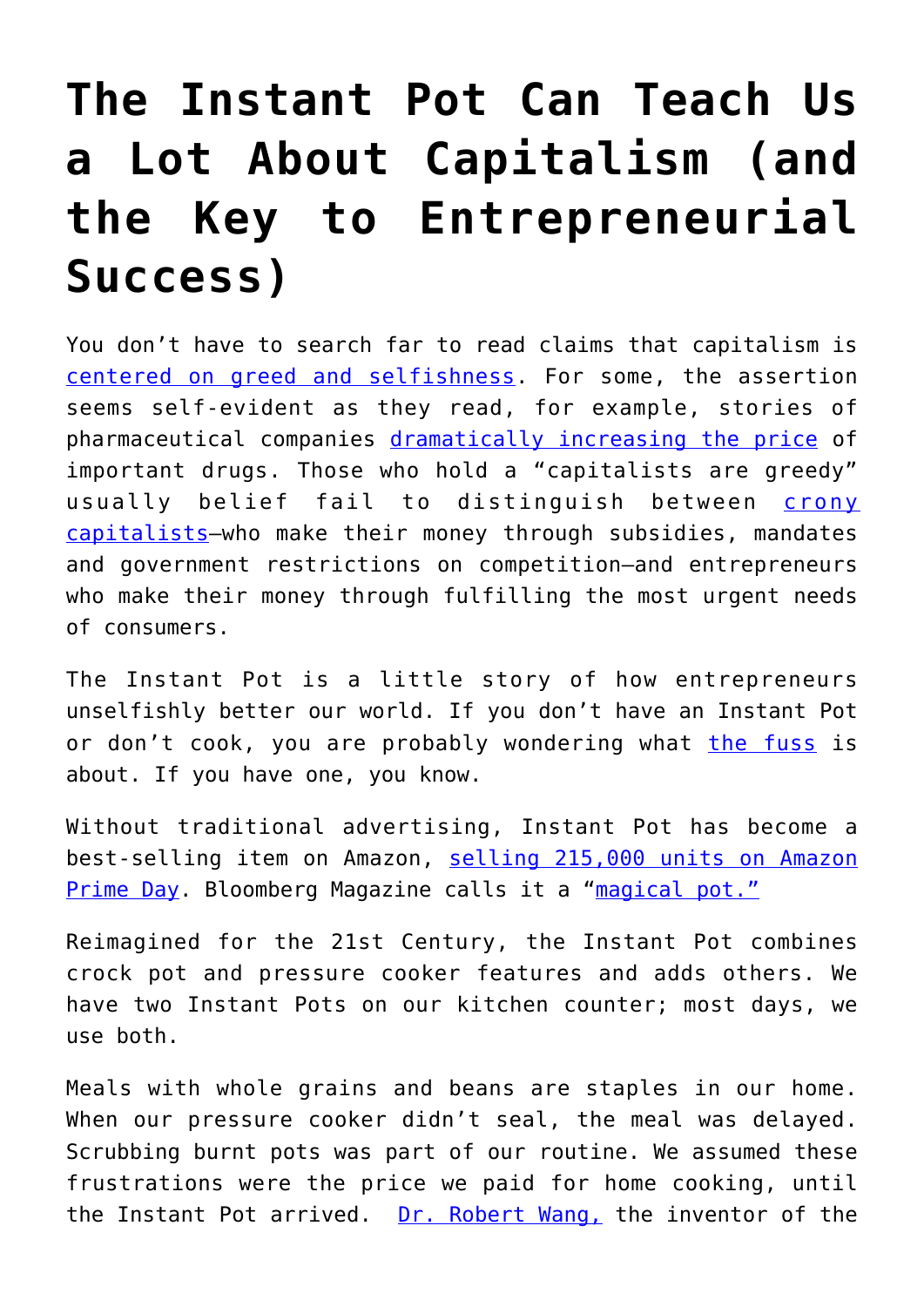# The Instant Pot Can Teach Us a Lot About Capitalism (and the Key to Entrepreneurial Success)

You don't have to search far to read claims that capitalism is centered on greed and selfishness. For some, the assertion seems self-evident as they read, for example, stories of pharmaceutical companies dramatically increasing the price of important drugs. Those who hold a "capitalists are greedy" usually belief fail to distinguish between crony capitalists—who make their money through subsidies, mandates and government restrictions on competition—and entrepreneurs who make their money through fulfilling the most urgent needs of consumers.

The Instant Pot is a little story of how entrepreneurs unselfishly better our world. If you don't have an Instant Pot or don't cook, you are probably wondering what the fuss is about. If you have one, you know.

Without traditional advertising, Instant Pot has become a best-selling item on Amazon, selling 215,000 units on Amazon Prime Day. Bloomberg Magazine calls it a "magical pot."

Reimagined for the 21st Century, the Instant Pot combines crock pot and pressure cooker features and adds others. We have two Instant Pots on our kitchen counter; most days, we use both.

Meals with whole grains and beans are staples in our home. When our pressure cooker didn't seal, the meal was delayed. Scrubbing burnt pots was part of our routine. We assumed these frustrations were the price we paid for home cooking, until the Instant Pot arrived. Dr. Robert Wang, the inventor of the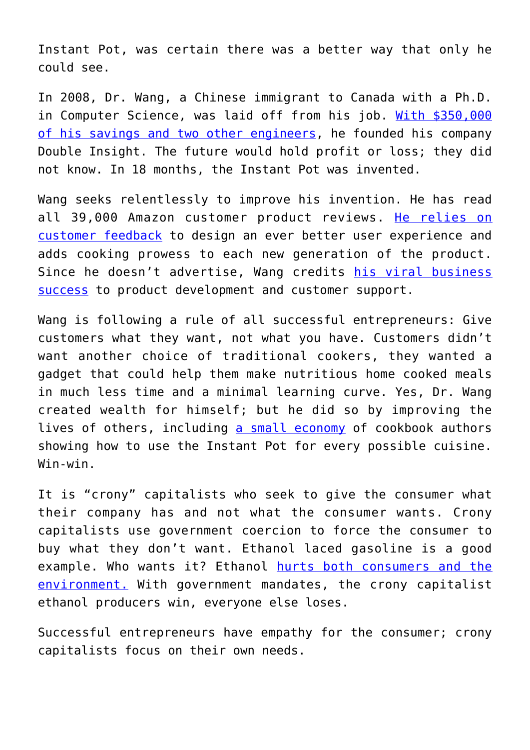Instant Pot, was certain there was a better way that only he could see.

In 2008, Dr. Wang, a Chinese immigrant to Canada with a Ph.D. in Computer Science, was laid off from his job. With $350,000 of his savings and two other engineers, he founded his company Double Insight. The future would hold profit or loss; they did not know. In 18 months, the Instant Pot was invented.

Wang seeks relentlessly to improve his invention. He has read all 39,000 Amazon customer product reviews. He relies on customer feedback to design an ever better user experience and adds cooking prowess to each new generation of the product. Since he doesn't advertise, Wang credits his viral business success to product development and customer support.

Wang is following a rule of all successful entrepreneurs: Give customers what they want, not what you have. Customers didn't want another choice of traditional cookers, they wanted a gadget that could help them make nutritious home cooked meals in much less time and a minimal learning curve. Yes, Dr. Wang created wealth for himself; but he did so by improving the lives of others, including a small economy of cookbook authors showing how to use the Instant Pot for every possible cuisine. Win-win.

It is "crony" capitalists who seek to give the consumer what their company has and not what the consumer wants. Crony capitalists use government coercion to force the consumer to buy what they don't want. Ethanol laced gasoline is a good example. Who wants it? Ethanol hurts both consumers and the environment. With government mandates, the crony capitalist ethanol producers win, everyone else loses.

Successful entrepreneurs have empathy for the consumer; crony capitalists focus on their own needs.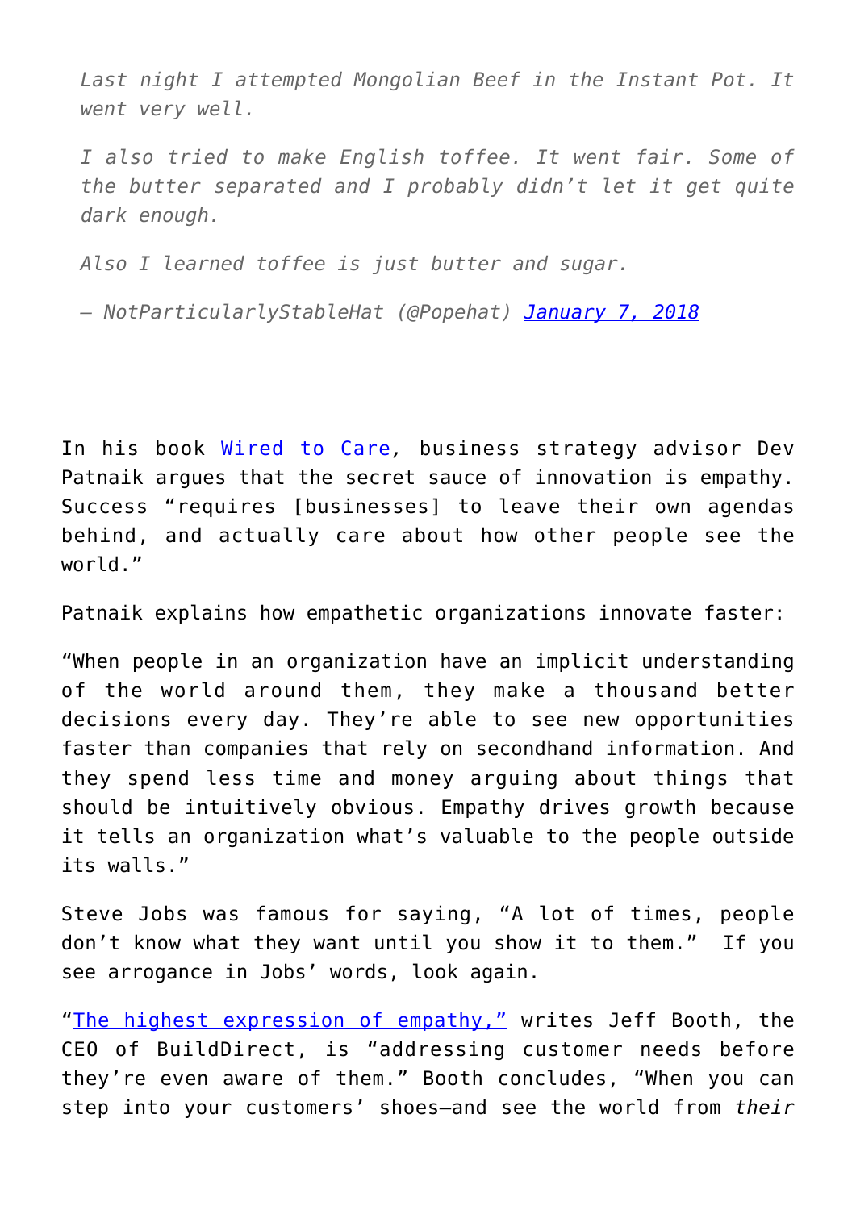> *Last night I attempted Mongolian Beef in the Instant Pot. It went very well.*
>
> *I also tried to make English toffee. It went fair. Some of the butter separated and I probably didn't let it get quite dark enough.*
>
> *Also I learned toffee is just butter and sugar.*
>
> *— NotParticularlyStableHat (@Popehat) [January 7, 2018]*

In his book [Wired to Care], business strategy advisor Dev Patnaik argues that the secret sauce of innovation is empathy. Success "requires [businesses] to leave their own agendas behind, and actually care about how other people see the world."

Patnaik explains how empathetic organizations innovate faster:

"When people in an organization have an implicit understanding of the world around them, they make a thousand better decisions every day. They're able to see new opportunities faster than companies that rely on secondhand information. And they spend less time and money arguing about things that should be intuitively obvious. Empathy drives growth because it tells an organization what's valuable to the people outside its walls."

Steve Jobs was famous for saying, "A lot of times, people don't know what they want until you show it to them." If you see arrogance in Jobs' words, look again.

"[The highest expression of empathy,]" writes Jeff Booth, the CEO of BuildDirect, is "addressing customer needs before they're even aware of them." Booth concludes, "When you can step into your customers' shoes—and see the world from *their*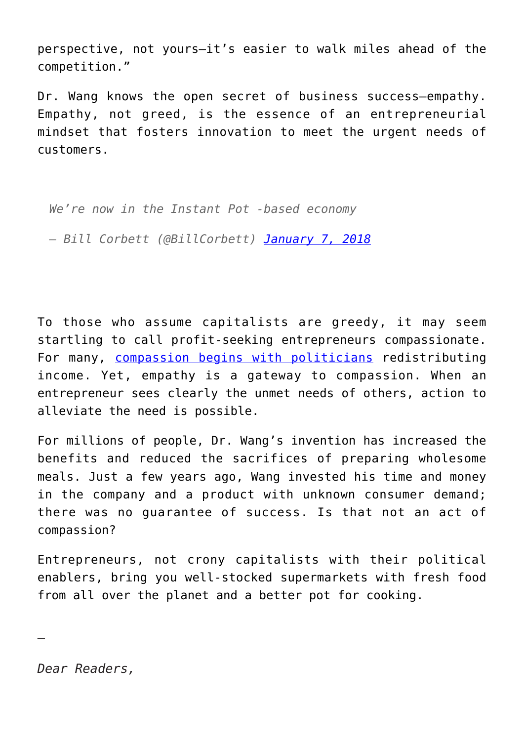perspective, not yours—it's easier to walk miles ahead of the competition."

Dr. Wang knows the open secret of business success—empathy. Empathy, not greed, is the essence of an entrepreneurial mindset that fosters innovation to meet the urgent needs of customers.

> *We're now in the Instant Pot -based economy*
>
> *— Bill Corbett (@BillCorbett) [January 7, 2018]*

To those who assume capitalists are greedy, it may seem startling to call profit-seeking entrepreneurs compassionate. For many, compassion begins with politicians redistributing income. Yet, empathy is a gateway to compassion. When an entrepreneur sees clearly the unmet needs of others, action to alleviate the need is possible.

For millions of people, Dr. Wang's invention has increased the benefits and reduced the sacrifices of preparing wholesome meals. Just a few years ago, Wang invested his time and money in the company and a product with unknown consumer demand; there was no guarantee of success. Is that not an act of compassion?

Entrepreneurs, not crony capitalists with their political enablers, bring you well-stocked supermarkets with fresh food from all over the planet and a better pot for cooking.

—

*Dear Readers,*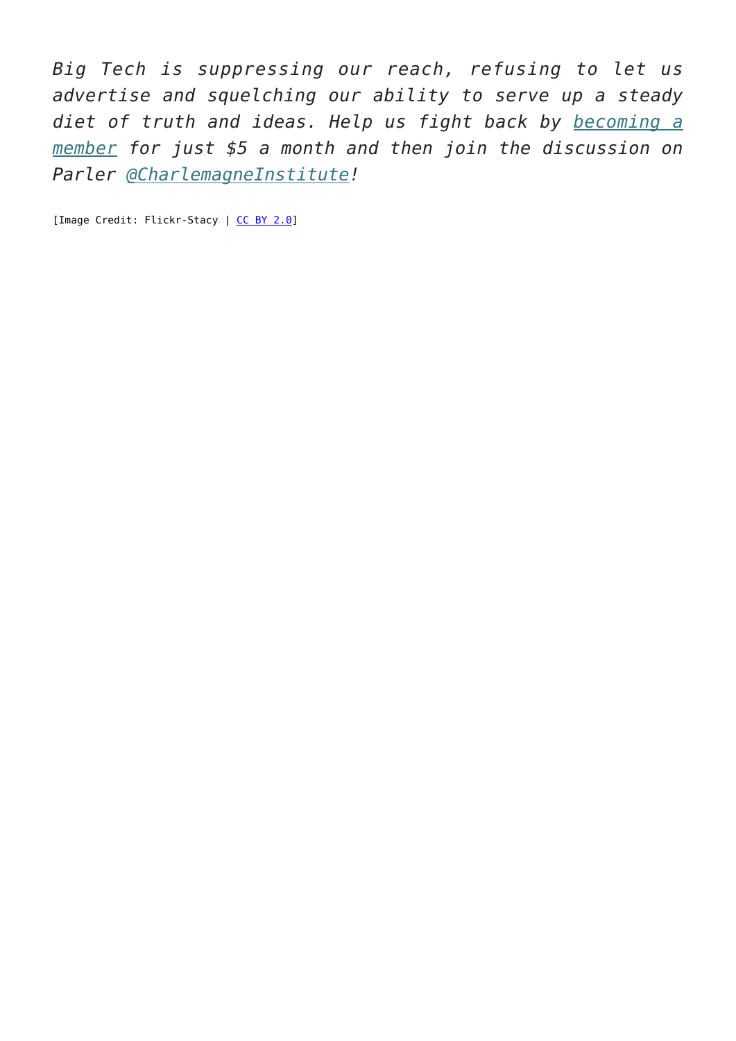*Big Tech is suppressing our reach, refusing to let us advertise and squelching our ability to serve up a steady diet of truth and ideas. Help us fight back by [becoming a member] for just $5 a month and then join the discussion on Parler [@CharlemagneInstitute]!*

[Image Credit: Flickr-Stacy | CC BY 2.0]